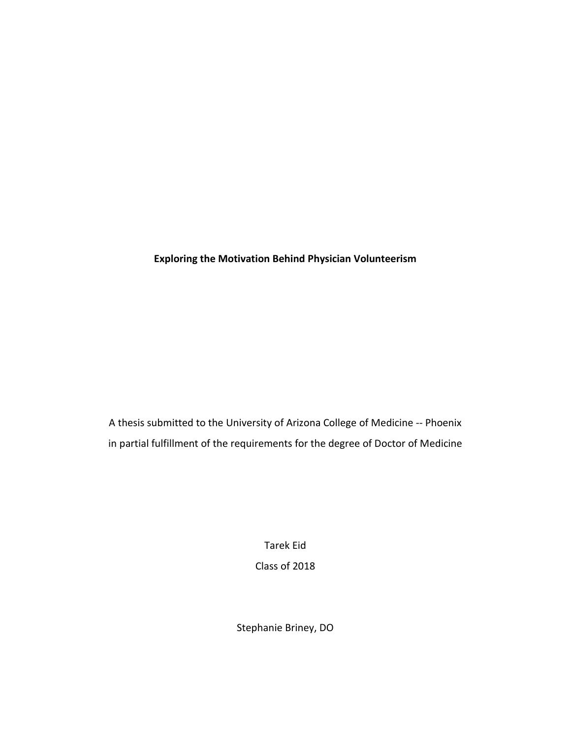**Exploring the Motivation Behind Physician Volunteerism**

A thesis submitted to the University of Arizona College of Medicine -- Phoenix
in partial fulfillment of the requirements for the degree of Doctor of Medicine

Tarek Eid
Class of 2018

Stephanie Briney, DO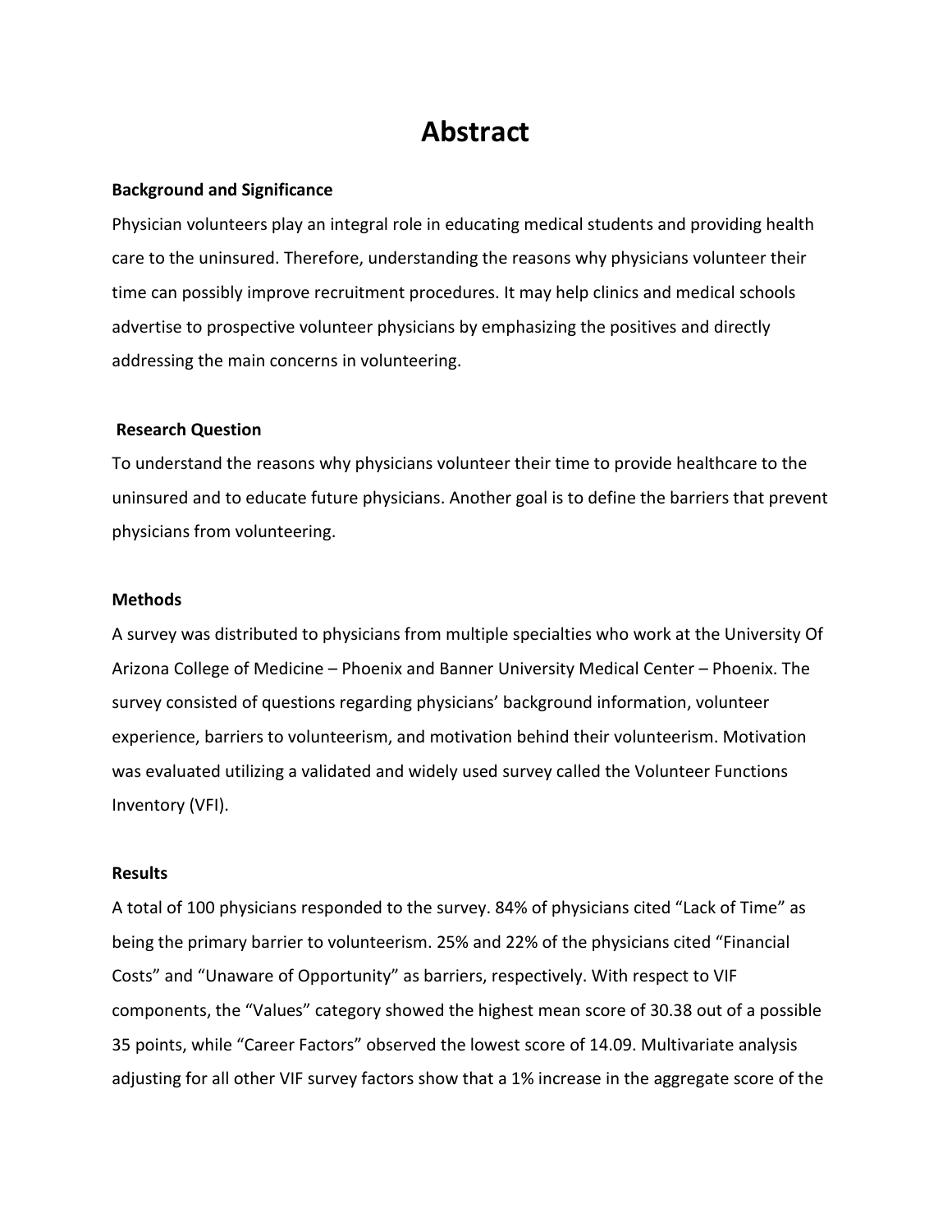# Abstract

**Background and Significance**

Physician volunteers play an integral role in educating medical students and providing health care to the uninsured. Therefore, understanding the reasons why physicians volunteer their time can possibly improve recruitment procedures. It may help clinics and medical schools advertise to prospective volunteer physicians by emphasizing the positives and directly addressing the main concerns in volunteering.

**Research Question**

To understand the reasons why physicians volunteer their time to provide healthcare to the uninsured and to educate future physicians. Another goal is to define the barriers that prevent physicians from volunteering.

**Methods**

A survey was distributed to physicians from multiple specialties who work at the University Of Arizona College of Medicine – Phoenix and Banner University Medical Center – Phoenix. The survey consisted of questions regarding physicians' background information, volunteer experience, barriers to volunteerism, and motivation behind their volunteerism. Motivation was evaluated utilizing a validated and widely used survey called the Volunteer Functions Inventory (VFI).

**Results**

A total of 100 physicians responded to the survey. 84% of physicians cited "Lack of Time" as being the primary barrier to volunteerism. 25% and 22% of the physicians cited "Financial Costs" and "Unaware of Opportunity" as barriers, respectively. With respect to VIF components, the "Values" category showed the highest mean score of 30.38 out of a possible 35 points, while "Career Factors" observed the lowest score of 14.09. Multivariate analysis adjusting for all other VIF survey factors show that a 1% increase in the aggregate score of the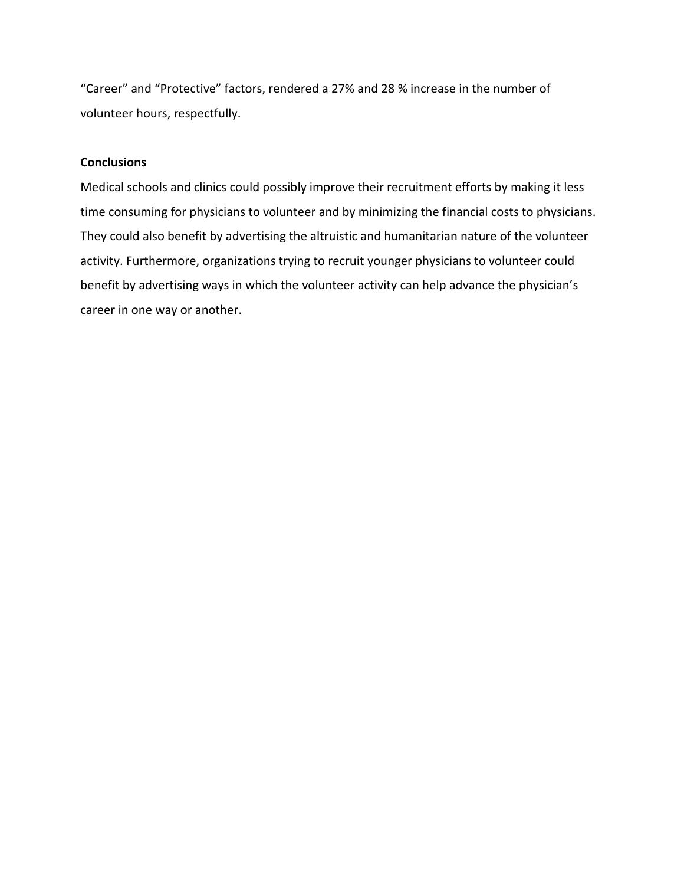"Career" and "Protective" factors, rendered a 27% and 28 % increase in the number of volunteer hours, respectfully.

**Conclusions**

Medical schools and clinics could possibly improve their recruitment efforts by making it less time consuming for physicians to volunteer and by minimizing the financial costs to physicians. They could also benefit by advertising the altruistic and humanitarian nature of the volunteer activity. Furthermore, organizations trying to recruit younger physicians to volunteer could benefit by advertising ways in which the volunteer activity can help advance the physician's career in one way or another.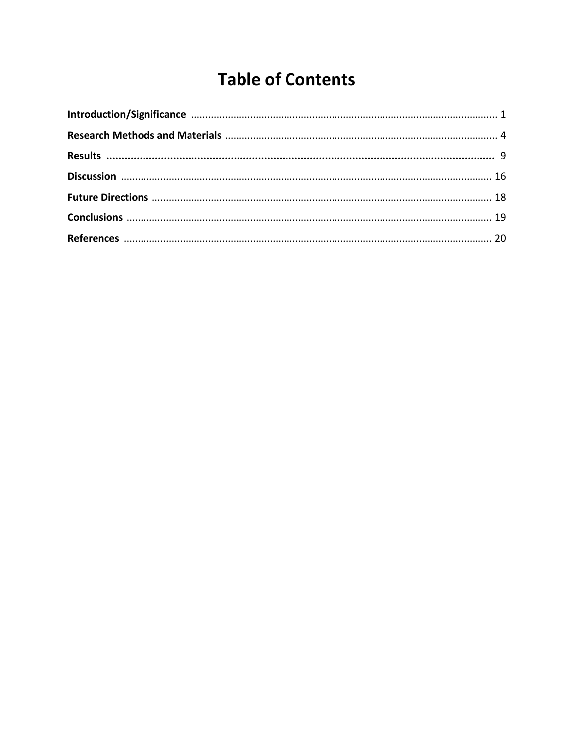# Table of Contents

**Introduction/Significance** .......................................................................................... 1

**Research Methods and Materials** ............................................................................ 4

**Results** .................................................................................................................... 9

**Discussion** .............................................................................................................. 16

**Future Directions** .................................................................................................. 18

**Conclusions** ........................................................................................................... 19

**References** ............................................................................................................. 20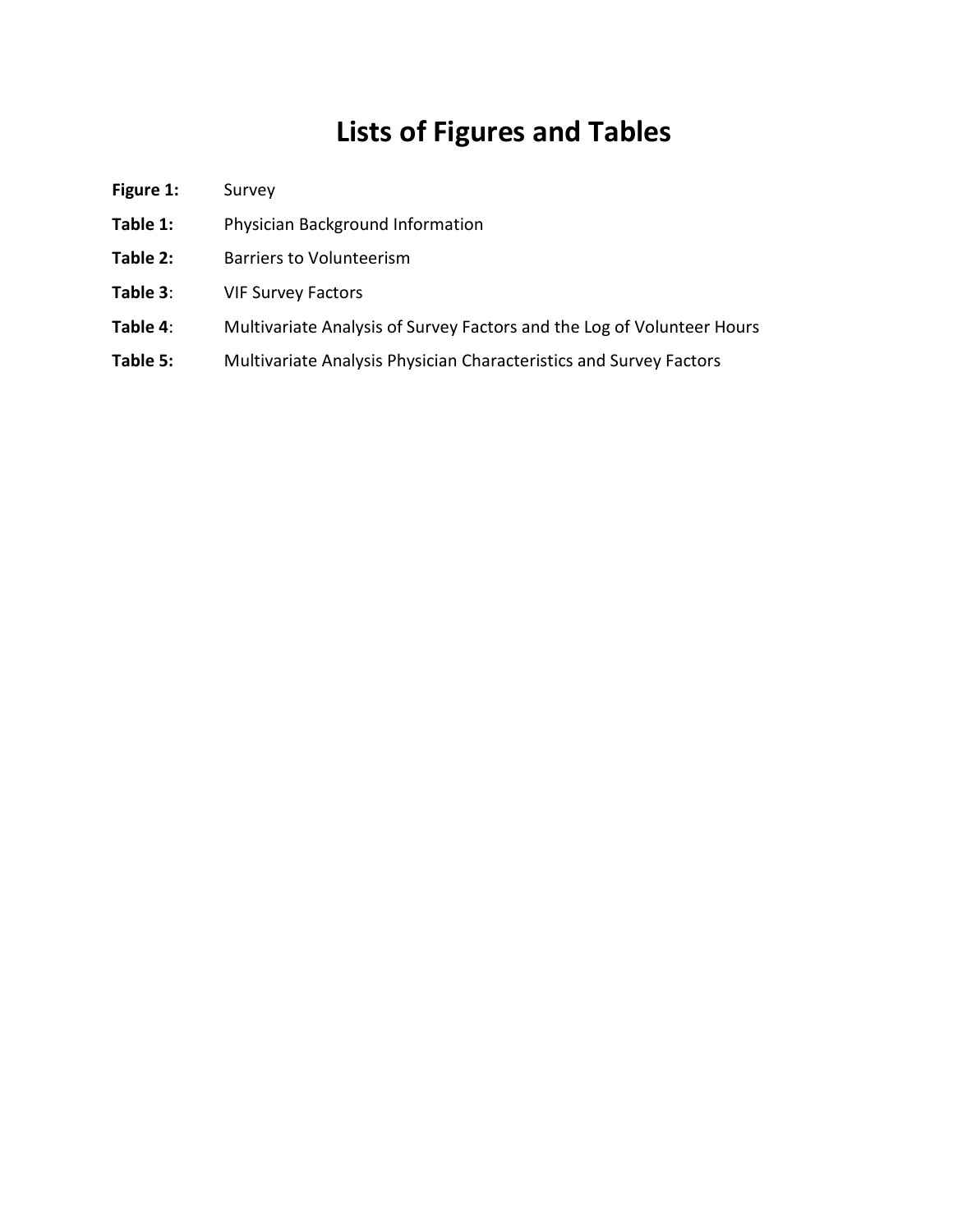# Lists of Figures and Tables

**Figure 1:** Survey

**Table 1:** Physician Background Information

**Table 2:** Barriers to Volunteerism

**Table 3**: VIF Survey Factors

**Table 4**: Multivariate Analysis of Survey Factors and the Log of Volunteer Hours

**Table 5:** Multivariate Analysis Physician Characteristics and Survey Factors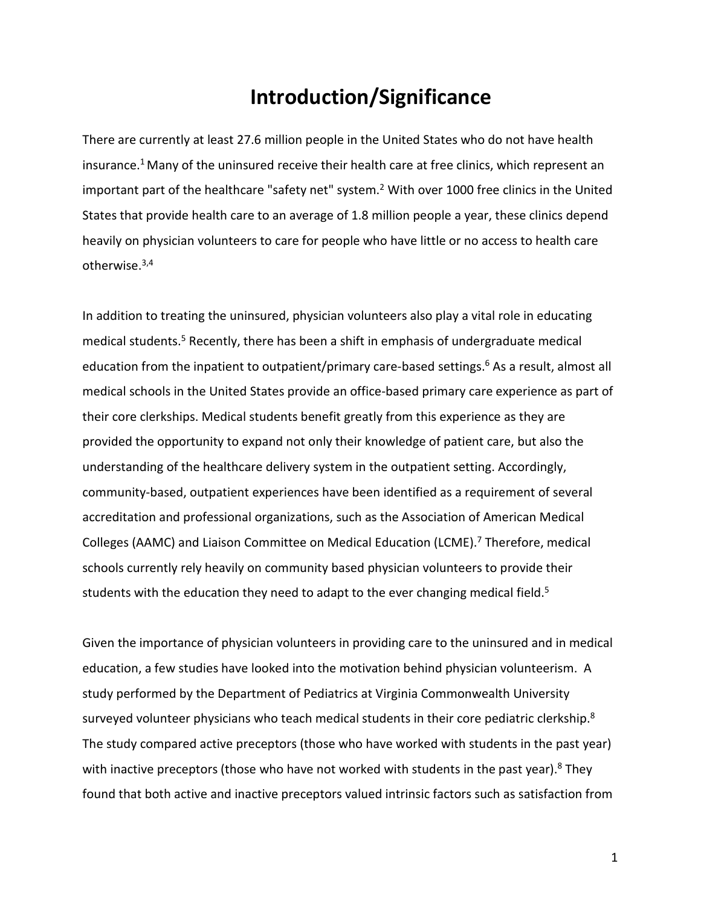# Introduction/Significance

There are currently at least 27.6 million people in the United States who do not have health insurance.[1] Many of the uninsured receive their health care at free clinics, which represent an important part of the healthcare "safety net" system.[2] With over 1000 free clinics in the United States that provide health care to an average of 1.8 million people a year, these clinics depend heavily on physician volunteers to care for people who have little or no access to health care otherwise.[3,4]

In addition to treating the uninsured, physician volunteers also play a vital role in educating medical students.[5] Recently, there has been a shift in emphasis of undergraduate medical education from the inpatient to outpatient/primary care-based settings.[6] As a result, almost all medical schools in the United States provide an office-based primary care experience as part of their core clerkships. Medical students benefit greatly from this experience as they are provided the opportunity to expand not only their knowledge of patient care, but also the understanding of the healthcare delivery system in the outpatient setting. Accordingly, community-based, outpatient experiences have been identified as a requirement of several accreditation and professional organizations, such as the Association of American Medical Colleges (AAMC) and Liaison Committee on Medical Education (LCME).[7] Therefore, medical schools currently rely heavily on community based physician volunteers to provide their students with the education they need to adapt to the ever changing medical field.[5]

Given the importance of physician volunteers in providing care to the uninsured and in medical education, a few studies have looked into the motivation behind physician volunteerism. A study performed by the Department of Pediatrics at Virginia Commonwealth University surveyed volunteer physicians who teach medical students in their core pediatric clerkship.[8] The study compared active preceptors (those who have worked with students in the past year) with inactive preceptors (those who have not worked with students in the past year).[8] They found that both active and inactive preceptors valued intrinsic factors such as satisfaction from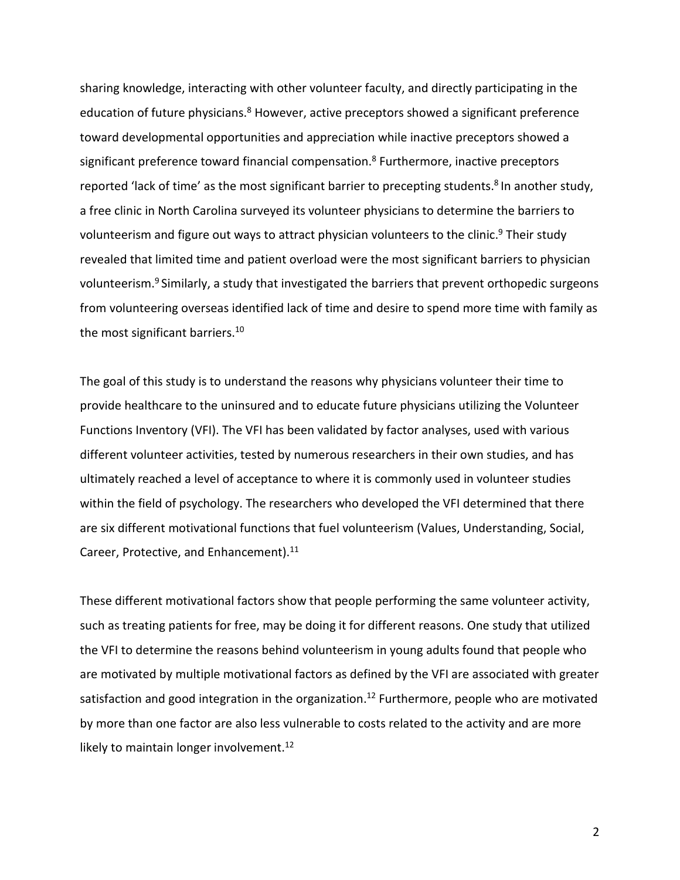sharing knowledge, interacting with other volunteer faculty, and directly participating in the education of future physicians.[8] However, active preceptors showed a significant preference toward developmental opportunities and appreciation while inactive preceptors showed a significant preference toward financial compensation.[8] Furthermore, inactive preceptors reported 'lack of time' as the most significant barrier to precepting students.[8] In another study, a free clinic in North Carolina surveyed its volunteer physicians to determine the barriers to volunteerism and figure out ways to attract physician volunteers to the clinic.[9] Their study revealed that limited time and patient overload were the most significant barriers to physician volunteerism.[9] Similarly, a study that investigated the barriers that prevent orthopedic surgeons from volunteering overseas identified lack of time and desire to spend more time with family as the most significant barriers.[10]

The goal of this study is to understand the reasons why physicians volunteer their time to provide healthcare to the uninsured and to educate future physicians utilizing the Volunteer Functions Inventory (VFI). The VFI has been validated by factor analyses, used with various different volunteer activities, tested by numerous researchers in their own studies, and has ultimately reached a level of acceptance to where it is commonly used in volunteer studies within the field of psychology. The researchers who developed the VFI determined that there are six different motivational functions that fuel volunteerism (Values, Understanding, Social, Career, Protective, and Enhancement).[11]

These different motivational factors show that people performing the same volunteer activity, such as treating patients for free, may be doing it for different reasons. One study that utilized the VFI to determine the reasons behind volunteerism in young adults found that people who are motivated by multiple motivational factors as defined by the VFI are associated with greater satisfaction and good integration in the organization.[12] Furthermore, people who are motivated by more than one factor are also less vulnerable to costs related to the activity and are more likely to maintain longer involvement.[12]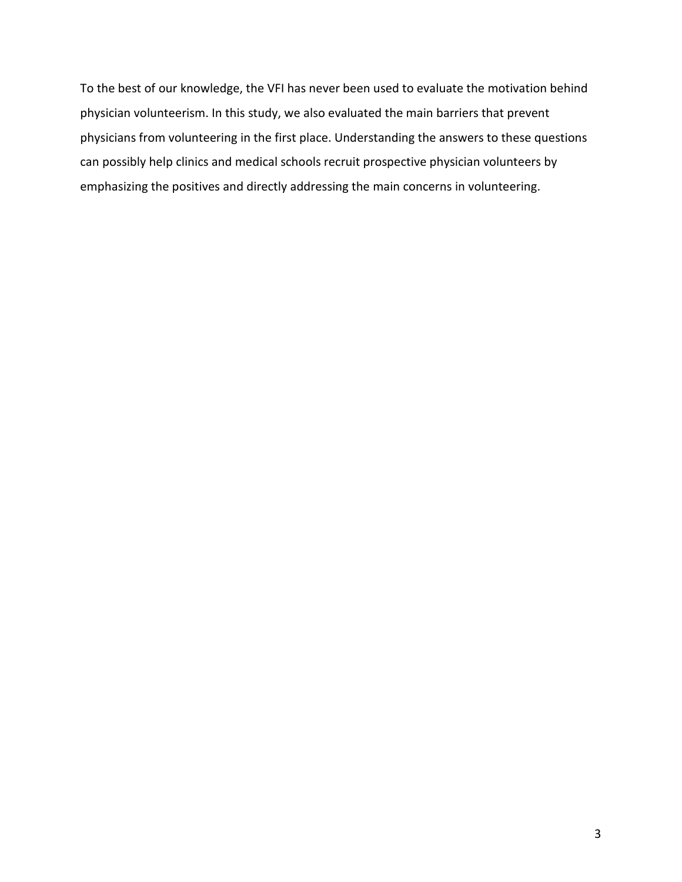To the best of our knowledge, the VFI has never been used to evaluate the motivation behind physician volunteerism. In this study, we also evaluated the main barriers that prevent physicians from volunteering in the first place. Understanding the answers to these questions can possibly help clinics and medical schools recruit prospective physician volunteers by emphasizing the positives and directly addressing the main concerns in volunteering.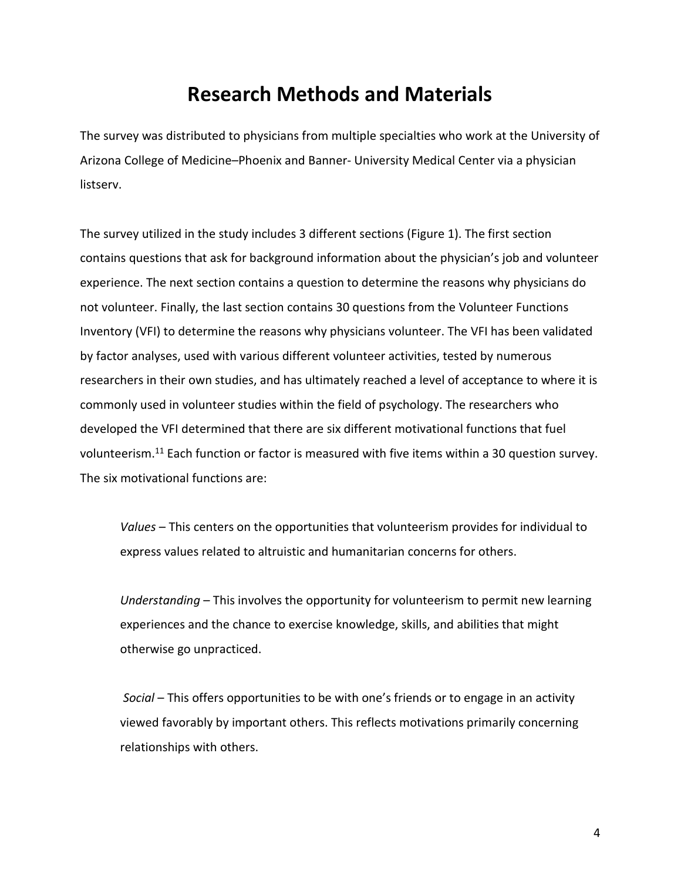# Research Methods and Materials

The survey was distributed to physicians from multiple specialties who work at the University of Arizona College of Medicine–Phoenix and Banner- University Medical Center via a physician listserv.

The survey utilized in the study includes 3 different sections (Figure 1). The first section contains questions that ask for background information about the physician's job and volunteer experience. The next section contains a question to determine the reasons why physicians do not volunteer. Finally, the last section contains 30 questions from the Volunteer Functions Inventory (VFI) to determine the reasons why physicians volunteer. The VFI has been validated by factor analyses, used with various different volunteer activities, tested by numerous researchers in their own studies, and has ultimately reached a level of acceptance to where it is commonly used in volunteer studies within the field of psychology. The researchers who developed the VFI determined that there are six different motivational functions that fuel volunteerism.[11] Each function or factor is measured with five items within a 30 question survey. The six motivational functions are:

> *Values* – This centers on the opportunities that volunteerism provides for individual to express values related to altruistic and humanitarian concerns for others.
>
> *Understanding* – This involves the opportunity for volunteerism to permit new learning experiences and the chance to exercise knowledge, skills, and abilities that might otherwise go unpracticed.
>
> *Social* – This offers opportunities to be with one's friends or to engage in an activity viewed favorably by important others. This reflects motivations primarily concerning relationships with others.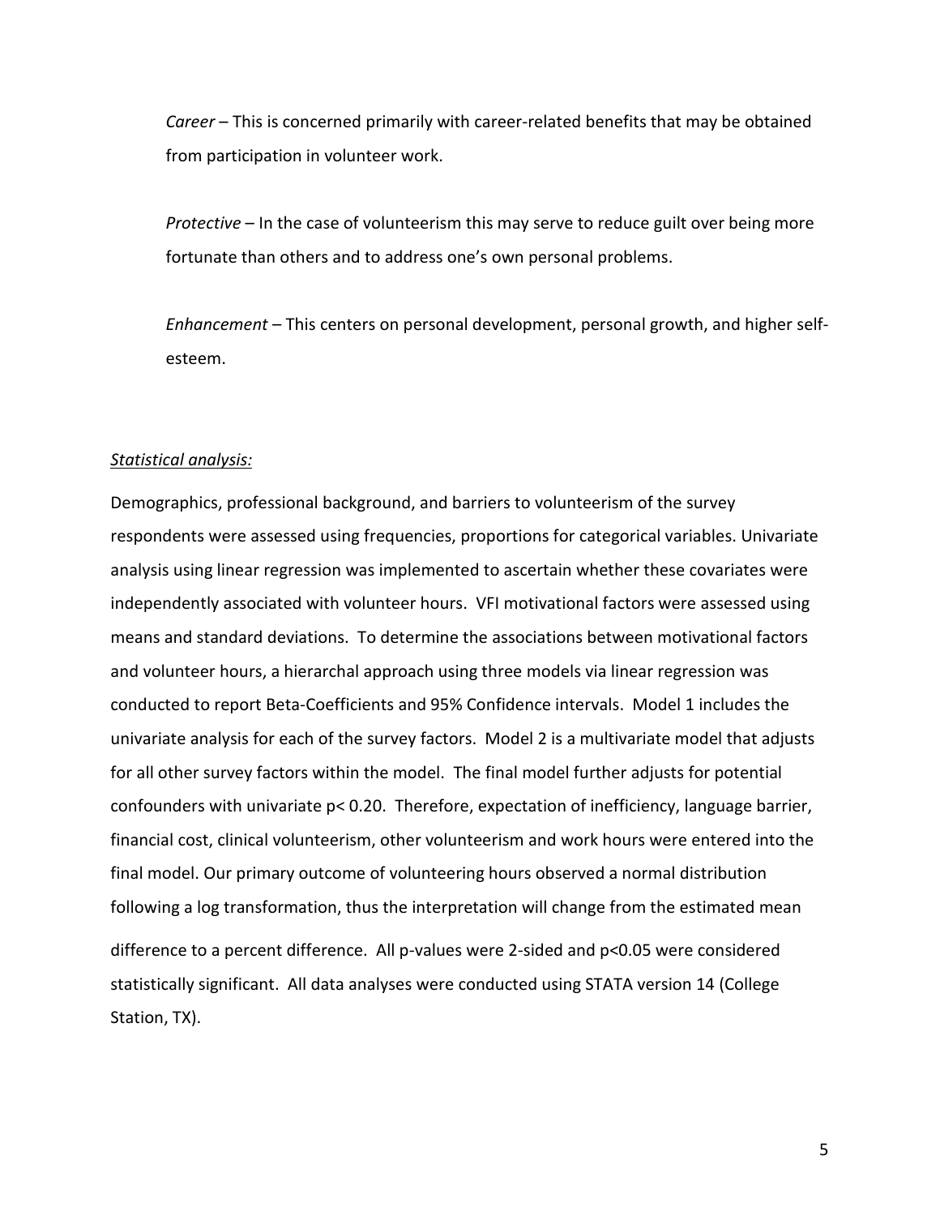*Career* – This is concerned primarily with career-related benefits that may be obtained from participation in volunteer work.

*Protective* – In the case of volunteerism this may serve to reduce guilt over being more fortunate than others and to address one's own personal problems.

*Enhancement* – This centers on personal development, personal growth, and higher self-esteem.

*Statistical analysis:*

Demographics, professional background, and barriers to volunteerism of the survey respondents were assessed using frequencies, proportions for categorical variables. Univariate analysis using linear regression was implemented to ascertain whether these covariates were independently associated with volunteer hours. VFI motivational factors were assessed using means and standard deviations. To determine the associations between motivational factors and volunteer hours, a hierarchal approach using three models via linear regression was conducted to report Beta-Coefficients and 95% Confidence intervals. Model 1 includes the univariate analysis for each of the survey factors. Model 2 is a multivariate model that adjusts for all other survey factors within the model. The final model further adjusts for potential confounders with univariate $p < 0.20$. Therefore, expectation of inefficiency, language barrier, financial cost, clinical volunteerism, other volunteerism and work hours were entered into the final model. Our primary outcome of volunteering hours observed a normal distribution following a log transformation, thus the interpretation will change from the estimated mean difference to a percent difference. All p-values were 2-sided and $p<0.05$ were considered statistically significant. All data analyses were conducted using STATA version 14 (College Station, TX).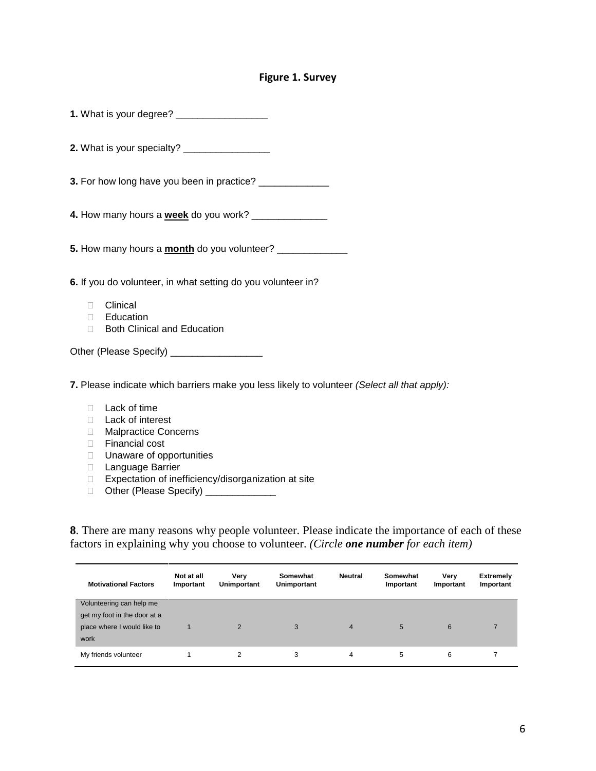**Figure 1. Survey**

**1.** What is your degree? _________________

**2.** What is your specialty? ________________

**3.** For how long have you been in practice? _____________

**4.** How many hours a **week** do you work? ______________

**5.** How many hours a **month** do you volunteer? _____________

**6.** If you do volunteer, in what setting do you volunteer in?

- Clinical
- Education
- Both Clinical and Education

Other (Please Specify) _________________

**7.** Please indicate which barriers make you less likely to volunteer *(Select all that apply):*

- Lack of time
- Lack of interest
- Malpractice Concerns
- Financial cost
- Unaware of opportunities
- Language Barrier
- Expectation of inefficiency/disorganization at site
- Other (Please Specify) _____________

**8**. There are many reasons why people volunteer. Please indicate the importance of each of these factors in explaining why you choose to volunteer. *(Circle* ***one number*** *for each item)*

| Motivational Factors | Not at all Important | Very Unimportant | Somewhat Unimportant | Neutral | Somewhat Important | Very Important | Extremely Important |
|---|---|---|---|---|---|---|---|
| Volunteering can help me get my foot in the door at a place where I would like to work | 1 | 2 | 3 | 4 | 5 | 6 | 7 |
| My friends volunteer | 1 | 2 | 3 | 4 | 5 | 6 | 7 |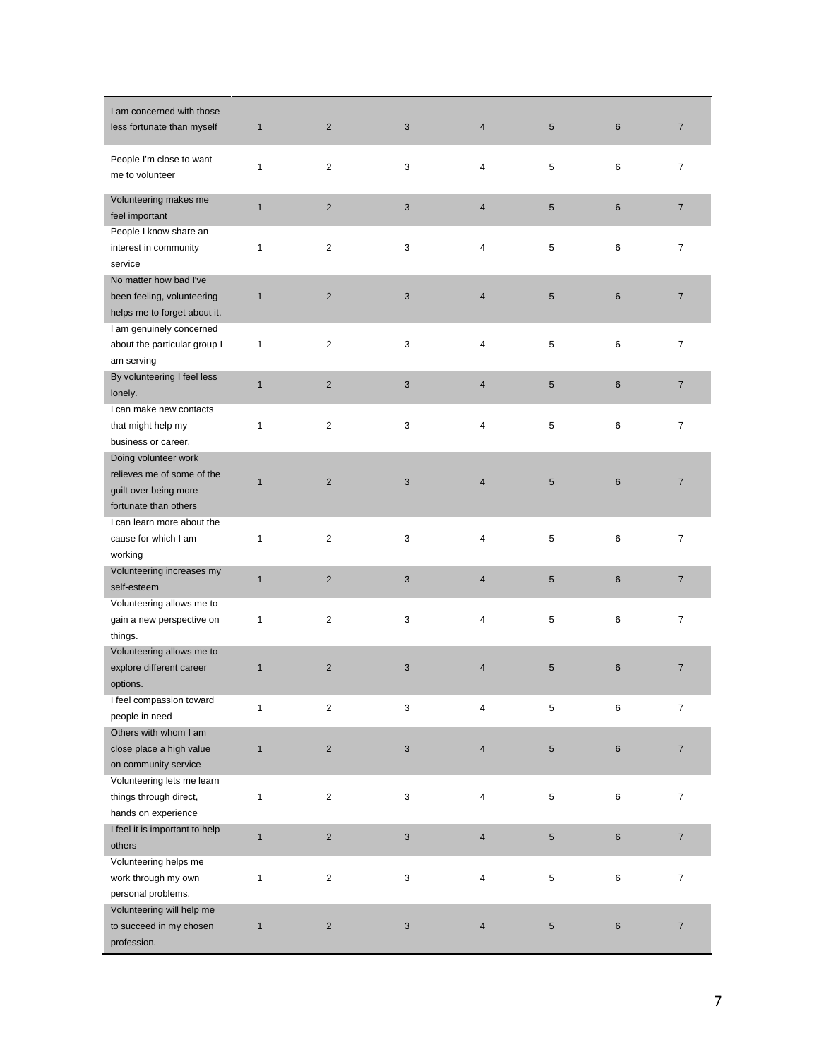| | | | | | | | |
|---|---|---|---|---|---|---|---|
| I am concerned with those less fortunate than myself | 1 | 2 | 3 | 4 | 5 | 6 | 7 |
| People I'm close to want me to volunteer | 1 | 2 | 3 | 4 | 5 | 6 | 7 |
| Volunteering makes me feel important | 1 | 2 | 3 | 4 | 5 | 6 | 7 |
| People I know share an interest in community service | 1 | 2 | 3 | 4 | 5 | 6 | 7 |
| No matter how bad I've been feeling, volunteering helps me to forget about it. | 1 | 2 | 3 | 4 | 5 | 6 | 7 |
| I am genuinely concerned about the particular group I am serving | 1 | 2 | 3 | 4 | 5 | 6 | 7 |
| By volunteering I feel less lonely. | 1 | 2 | 3 | 4 | 5 | 6 | 7 |
| I can make new contacts that might help my business or career. | 1 | 2 | 3 | 4 | 5 | 6 | 7 |
| Doing volunteer work relieves me of some of the guilt over being more fortunate than others | 1 | 2 | 3 | 4 | 5 | 6 | 7 |
| I can learn more about the cause for which I am working | 1 | 2 | 3 | 4 | 5 | 6 | 7 |
| Volunteering increases my self-esteem | 1 | 2 | 3 | 4 | 5 | 6 | 7 |
| Volunteering allows me to gain a new perspective on things. | 1 | 2 | 3 | 4 | 5 | 6 | 7 |
| Volunteering allows me to explore different career options. | 1 | 2 | 3 | 4 | 5 | 6 | 7 |
| I feel compassion toward people in need | 1 | 2 | 3 | 4 | 5 | 6 | 7 |
| Others with whom I am close place a high value on community service | 1 | 2 | 3 | 4 | 5 | 6 | 7 |
| Volunteering lets me learn things through direct, hands on experience | 1 | 2 | 3 | 4 | 5 | 6 | 7 |
| I feel it is important to help others | 1 | 2 | 3 | 4 | 5 | 6 | 7 |
| Volunteering helps me work through my own personal problems. | 1 | 2 | 3 | 4 | 5 | 6 | 7 |
| Volunteering will help me to succeed in my chosen profession. | 1 | 2 | 3 | 4 | 5 | 6 | 7 |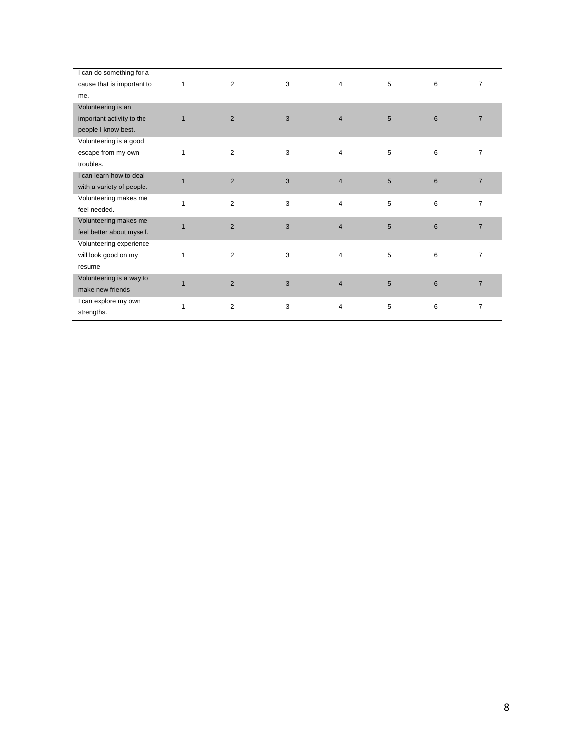| | | | | | | | |
|---|---|---|---|---|---|---|---|
| I can do something for a cause that is important to me. | 1 | 2 | 3 | 4 | 5 | 6 | 7 |
| Volunteering is an important activity to the people I know best. | 1 | 2 | 3 | 4 | 5 | 6 | 7 |
| Volunteering is a good escape from my own troubles. | 1 | 2 | 3 | 4 | 5 | 6 | 7 |
| I can learn how to deal with a variety of people. | 1 | 2 | 3 | 4 | 5 | 6 | 7 |
| Volunteering makes me feel needed. | 1 | 2 | 3 | 4 | 5 | 6 | 7 |
| Volunteering makes me feel better about myself. | 1 | 2 | 3 | 4 | 5 | 6 | 7 |
| Volunteering experience will look good on my resume | 1 | 2 | 3 | 4 | 5 | 6 | 7 |
| Volunteering is a way to make new friends | 1 | 2 | 3 | 4 | 5 | 6 | 7 |
| I can explore my own strengths. | 1 | 2 | 3 | 4 | 5 | 6 | 7 |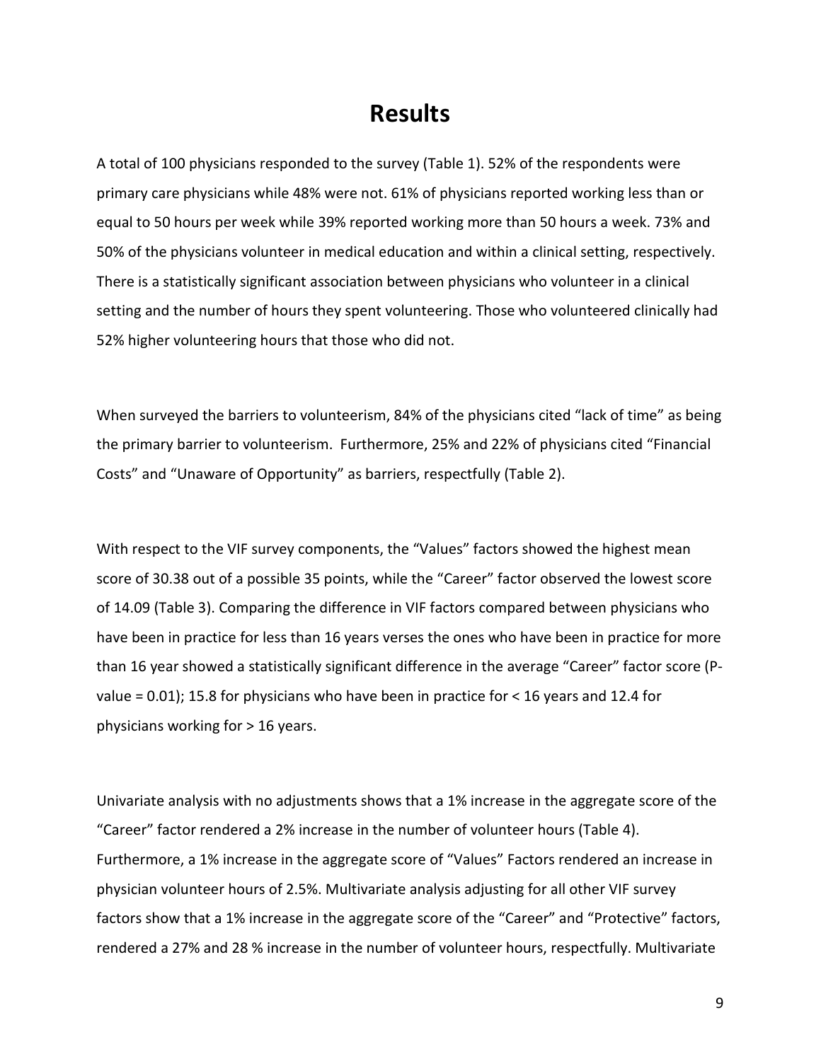# Results

A total of 100 physicians responded to the survey (Table 1). 52% of the respondents were primary care physicians while 48% were not. 61% of physicians reported working less than or equal to 50 hours per week while 39% reported working more than 50 hours a week. 73% and 50% of the physicians volunteer in medical education and within a clinical setting, respectively. There is a statistically significant association between physicians who volunteer in a clinical setting and the number of hours they spent volunteering. Those who volunteered clinically had 52% higher volunteering hours that those who did not.

When surveyed the barriers to volunteerism, 84% of the physicians cited "lack of time" as being the primary barrier to volunteerism. Furthermore, 25% and 22% of physicians cited "Financial Costs" and "Unaware of Opportunity" as barriers, respectfully (Table 2).

With respect to the VIF survey components, the "Values" factors showed the highest mean score of 30.38 out of a possible 35 points, while the "Career" factor observed the lowest score of 14.09 (Table 3). Comparing the difference in VIF factors compared between physicians who have been in practice for less than 16 years verses the ones who have been in practice for more than 16 year showed a statistically significant difference in the average "Career" factor score (P-value = 0.01); 15.8 for physicians who have been in practice for < 16 years and 12.4 for physicians working for > 16 years.

Univariate analysis with no adjustments shows that a 1% increase in the aggregate score of the "Career" factor rendered a 2% increase in the number of volunteer hours (Table 4). Furthermore, a 1% increase in the aggregate score of "Values" Factors rendered an increase in physician volunteer hours of 2.5%. Multivariate analysis adjusting for all other VIF survey factors show that a 1% increase in the aggregate score of the "Career" and "Protective" factors, rendered a 27% and 28 % increase in the number of volunteer hours, respectfully. Multivariate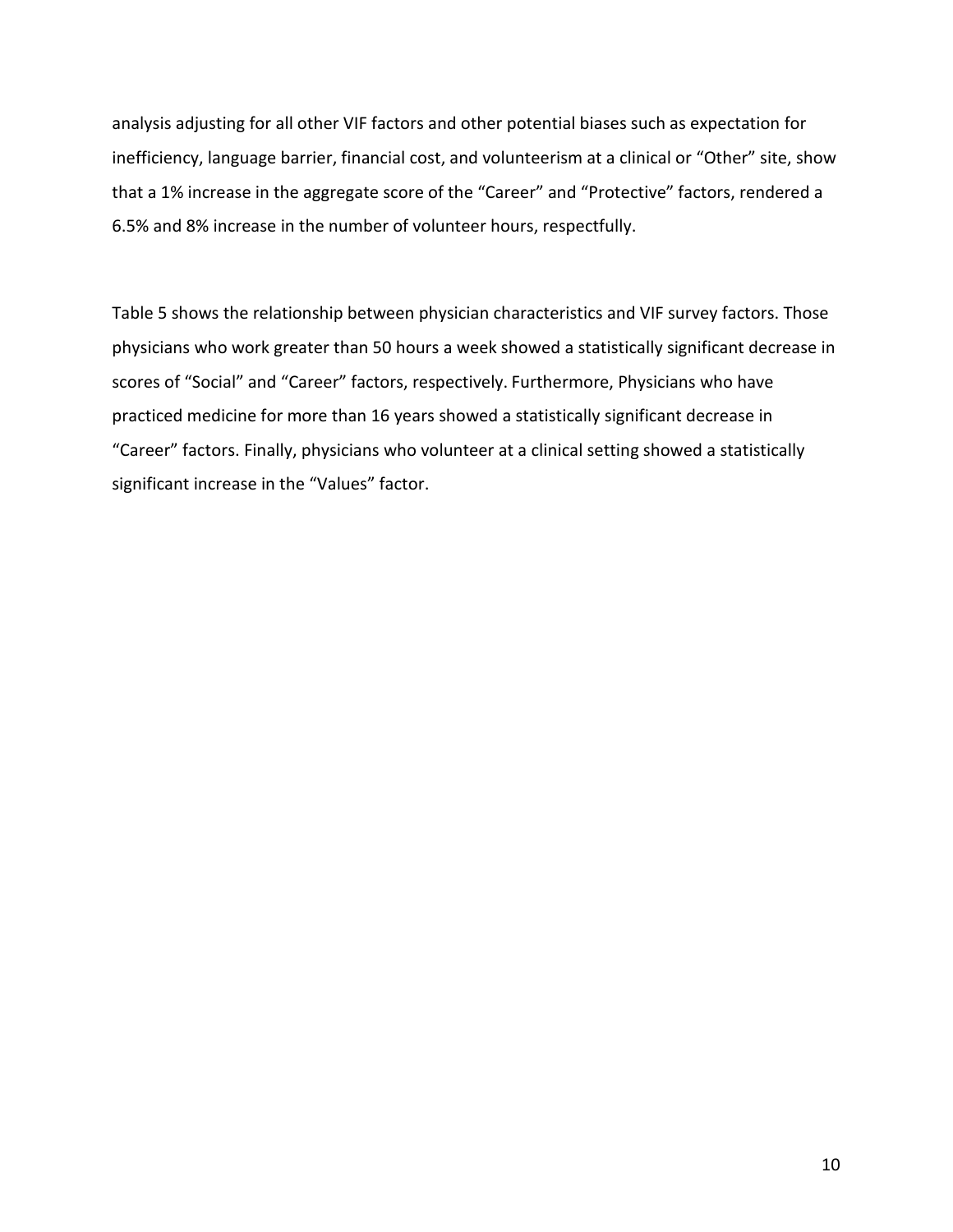analysis adjusting for all other VIF factors and other potential biases such as expectation for inefficiency, language barrier, financial cost, and volunteerism at a clinical or "Other" site, show that a 1% increase in the aggregate score of the "Career" and "Protective" factors, rendered a 6.5% and 8% increase in the number of volunteer hours, respectfully.

Table 5 shows the relationship between physician characteristics and VIF survey factors. Those physicians who work greater than 50 hours a week showed a statistically significant decrease in scores of "Social" and "Career" factors, respectively. Furthermore, Physicians who have practiced medicine for more than 16 years showed a statistically significant decrease in "Career" factors. Finally, physicians who volunteer at a clinical setting showed a statistically significant increase in the "Values" factor.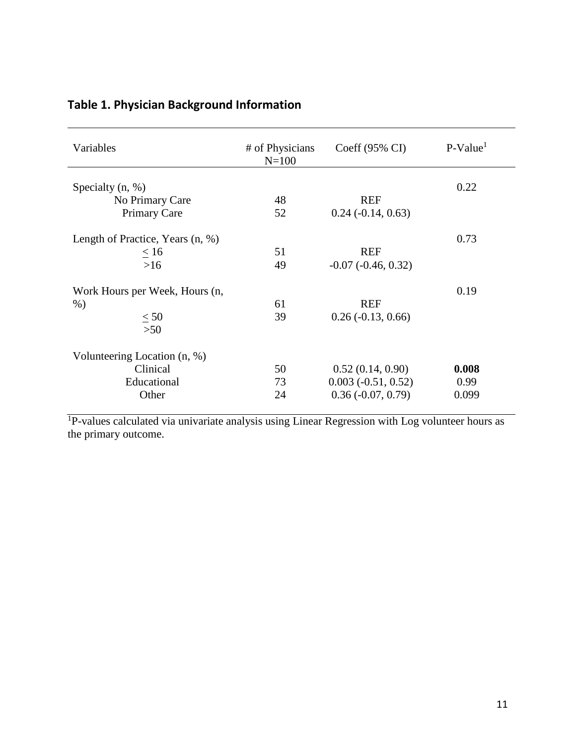## Table 1. Physician Background Information

| Variables | # of Physicians N=100 | Coeff (95% CI) | P-Value[1] |
|---|---|---|---|
| Specialty (n, %) | | | 0.22 |
| No Primary Care | 48 | REF | |
| Primary Care | 52 | 0.24 (-0.14, 0.63) | |
| Length of Practice, Years (n, %) | | | 0.73 |
| $\leq$ 16 | 51 | REF | |
| >16 | 49 | -0.07 (-0.46, 0.32) | |
| Work Hours per Week, Hours (n, %) | | | 0.19 |
| $\leq$ 50 | 61 | REF | |
| >50 | 39 | 0.26 (-0.13, 0.66) | |
| Volunteering Location (n, %) | | | |
| Clinical | 50 | 0.52 (0.14, 0.90) | **0.008** |
| Educational | 73 | 0.003 (-0.51, 0.52) | 0.99 |
| Other | 24 | 0.36 (-0.07, 0.79) | 0.099 |

[1]P-values calculated via univariate analysis using Linear Regression with Log volunteer hours as the primary outcome.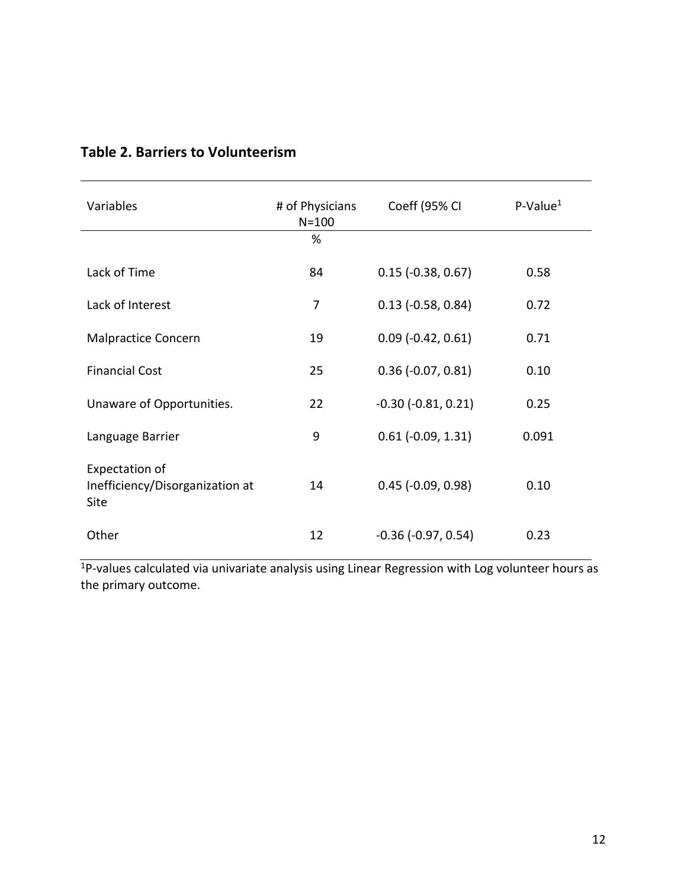## Table 2. Barriers to Volunteerism

| Variables | # of Physicians N=100 | Coeff (95% CI | P-Value[1] |
|---|---|---|---|
| | % | | |
| Lack of Time | 84 | 0.15 (-0.38, 0.67) | 0.58 |
| Lack of Interest | 7 | 0.13 (-0.58, 0.84) | 0.72 |
| Malpractice Concern | 19 | 0.09 (-0.42, 0.61) | 0.71 |
| Financial Cost | 25 | 0.36 (-0.07, 0.81) | 0.10 |
| Unaware of Opportunities. | 22 | -0.30 (-0.81, 0.21) | 0.25 |
| Language Barrier | 9 | 0.61 (-0.09, 1.31) | 0.091 |
| Expectation of Inefficiency/Disorganization at Site | 14 | 0.45 (-0.09, 0.98) | 0.10 |
| Other | 12 | -0.36 (-0.97, 0.54) | 0.23 |

[1]P-values calculated via univariate analysis using Linear Regression with Log volunteer hours as the primary outcome.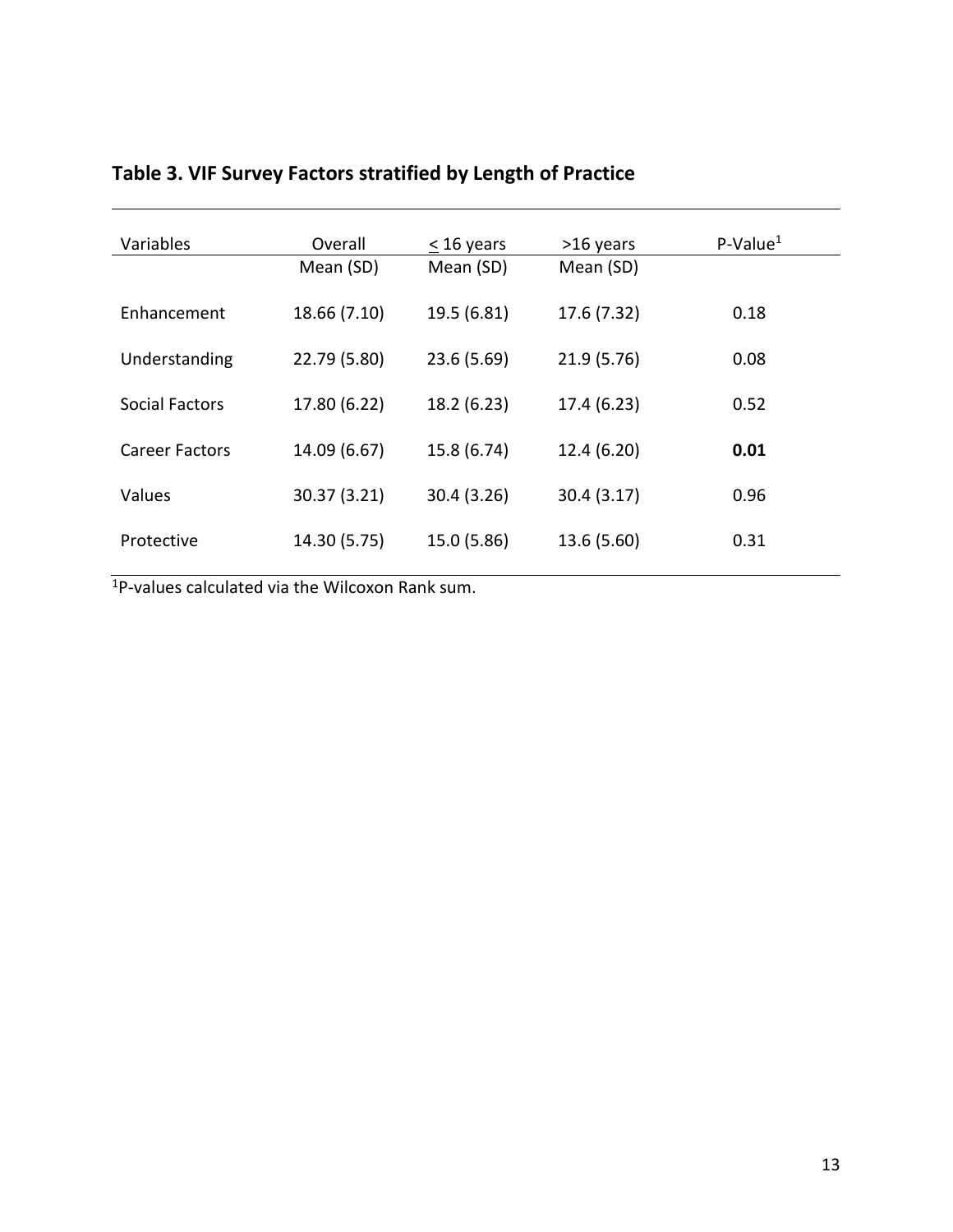**Table 3. VIF Survey Factors stratified by Length of Practice**

| Variables | Overall | $\leq$ 16 years | >16 years | P-Value[1] |
|---|---|---|---|---|
| | Mean (SD) | Mean (SD) | Mean (SD) | |
| Enhancement | 18.66 (7.10) | 19.5 (6.81) | 17.6 (7.32) | 0.18 |
| Understanding | 22.79 (5.80) | 23.6 (5.69) | 21.9 (5.76) | 0.08 |
| Social Factors | 17.80 (6.22) | 18.2 (6.23) | 17.4 (6.23) | 0.52 |
| Career Factors | 14.09 (6.67) | 15.8 (6.74) | 12.4 (6.20) | **0.01** |
| Values | 30.37 (3.21) | 30.4 (3.26) | 30.4 (3.17) | 0.96 |
| Protective | 14.30 (5.75) | 15.0 (5.86) | 13.6 (5.60) | 0.31 |

[1]P-values calculated via the Wilcoxon Rank sum.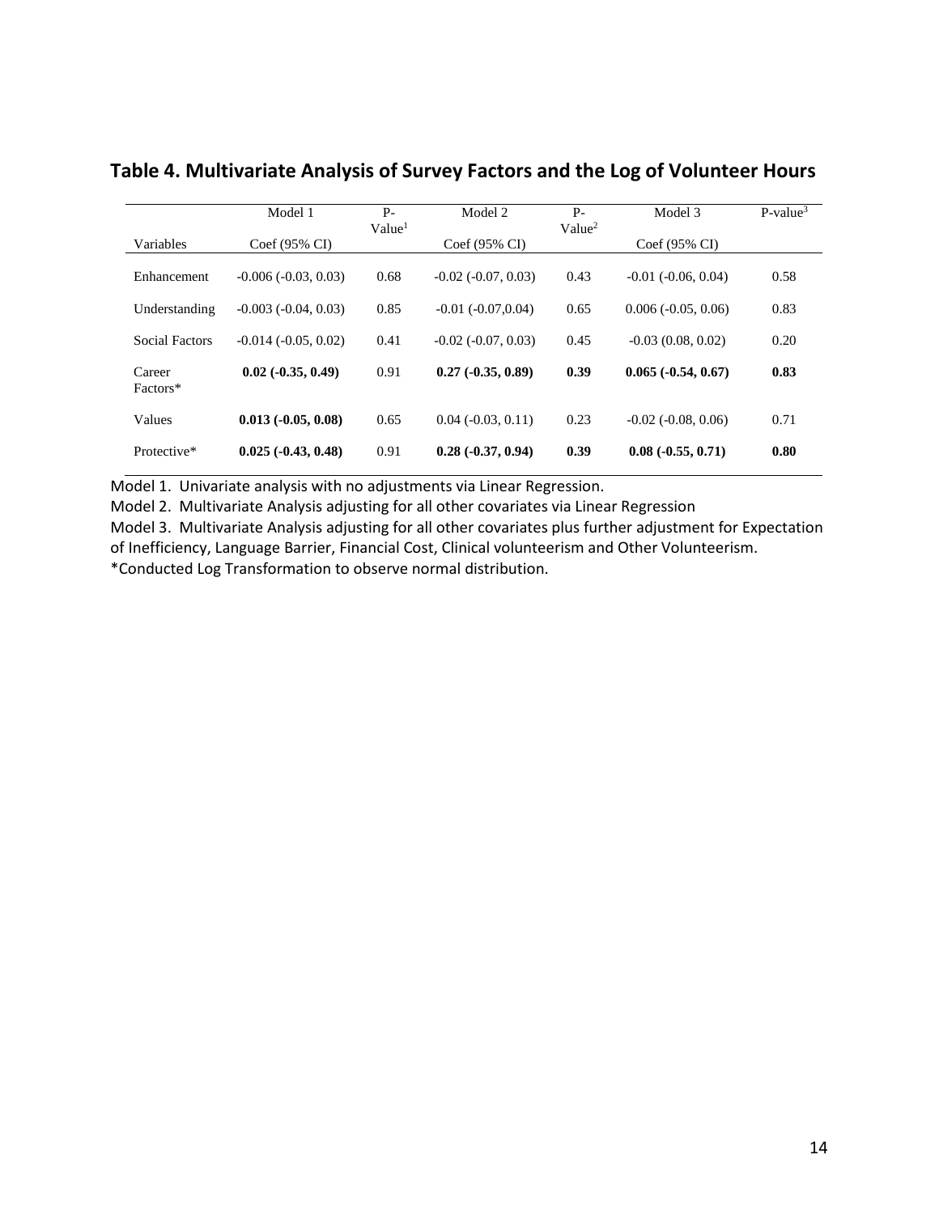## Table 4. Multivariate Analysis of Survey Factors and the Log of Volunteer Hours

| | Model 1 | P-Value[1] | Model 2 | P-Value[2] | Model 3 | P-value[3] |
|---|---|---|---|---|---|---|
| Variables | Coef (95% CI) | | Coef (95% CI) | | Coef (95% CI) | |
| Enhancement | -0.006 (-0.03, 0.03) | 0.68 | -0.02 (-0.07, 0.03) | 0.43 | -0.01 (-0.06, 0.04) | 0.58 |
| Understanding | -0.003 (-0.04, 0.03) | 0.85 | -0.01 (-0.07,0.04) | 0.65 | 0.006 (-0.05, 0.06) | 0.83 |
| Social Factors | -0.014 (-0.05, 0.02) | 0.41 | -0.02 (-0.07, 0.03) | 0.45 | -0.03 (0.08, 0.02) | 0.20 |
| Career Factors* | **0.02 (-0.35, 0.49)** | 0.91 | **0.27 (-0.35, 0.89)** | **0.39** | **0.065 (-0.54, 0.67)** | **0.83** |
| Values | **0.013 (-0.05, 0.08)** | 0.65 | 0.04 (-0.03, 0.11) | 0.23 | -0.02 (-0.08, 0.06) | 0.71 |
| Protective* | **0.025 (-0.43, 0.48)** | 0.91 | **0.28 (-0.37, 0.94)** | **0.39** | **0.08 (-0.55, 0.71)** | **0.80** |

Model 1. Univariate analysis with no adjustments via Linear Regression.

Model 2. Multivariate Analysis adjusting for all other covariates via Linear Regression

Model 3. Multivariate Analysis adjusting for all other covariates plus further adjustment for Expectation of Inefficiency, Language Barrier, Financial Cost, Clinical volunteerism and Other Volunteerism.

*Conducted Log Transformation to observe normal distribution.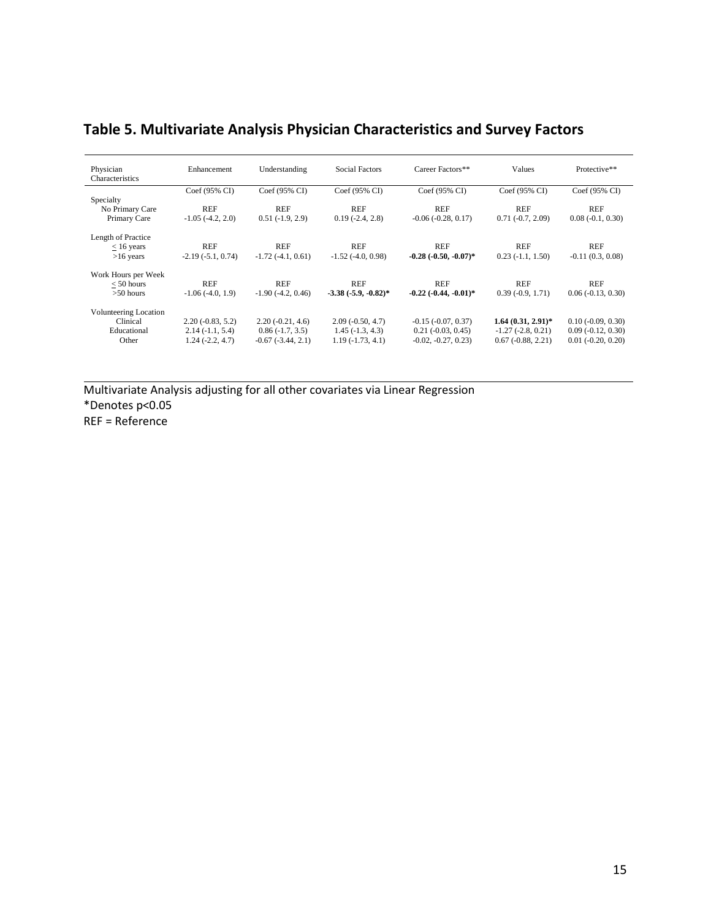## Table 5. Multivariate Analysis Physician Characteristics and Survey Factors

| Physician Characteristics | Enhancement | Understanding | Social Factors | Career Factors** | Values | Protective** |
|---|---|---|---|---|---|---|
| | Coef (95% CI) | Coef (95% CI) | Coef (95% CI) | Coef (95% CI) | Coef (95% CI) | Coef (95% CI) |
| Specialty | | | | | | |
| No Primary Care | REF | REF | REF | REF | REF | REF |
| Primary Care | -1.05 (-4.2, 2.0) | 0.51 (-1.9, 2.9) | 0.19 (-2.4, 2.8) | -0.06 (-0.28, 0.17) | 0.71 (-0.7, 2.09) | 0.08 (-0.1, 0.30) |
| Length of Practice | | | | | | |
| ≤ 16 years | REF | REF | REF | REF | REF | REF |
| >16 years | -2.19 (-5.1, 0.74) | -1.72 (-4.1, 0.61) | -1.52 (-4.0, 0.98) | **-0.28 (-0.50, -0.07)*** | 0.23 (-1.1, 1.50) | -0.11 (0.3, 0.08) |
| Work Hours per Week | | | | | | |
| ≤ 50 hours | REF | REF | REF | REF | REF | REF |
| >50 hours | -1.06 (-4.0, 1.9) | -1.90 (-4.2, 0.46) | **-3.38 (-5.9, -0.82)*** | **-0.22 (-0.44, -0.01)*** | 0.39 (-0.9, 1.71) | 0.06 (-0.13, 0.30) |
| Volunteering Location | | | | | | |
| Clinical | 2.20 (-0.83, 5.2) | 2.20 (-0.21, 4.6) | 2.09 (-0.50, 4.7) | -0.15 (-0.07, 0.37) | **1.64 (0.31, 2.91)*** | 0.10 (-0.09, 0.30) |
| Educational | 2.14 (-1.1, 5.4) | 0.86 (-1.7, 3.5) | 1.45 (-1.3, 4.3) | 0.21 (-0.03, 0.45) | -1.27 (-2.8, 0.21) | 0.09 (-0.12, 0.30) |
| Other | 1.24 (-2.2, 4.7) | -0.67 (-3.44, 2.1) | 1.19 (-1.73, 4.1) | -0.02, -0.27, 0.23) | 0.67 (-0.88, 2.21) | 0.01 (-0.20, 0.20) |

Multivariate Analysis adjusting for all other covariates via Linear Regression

*Denotes p<0.05

REF = Reference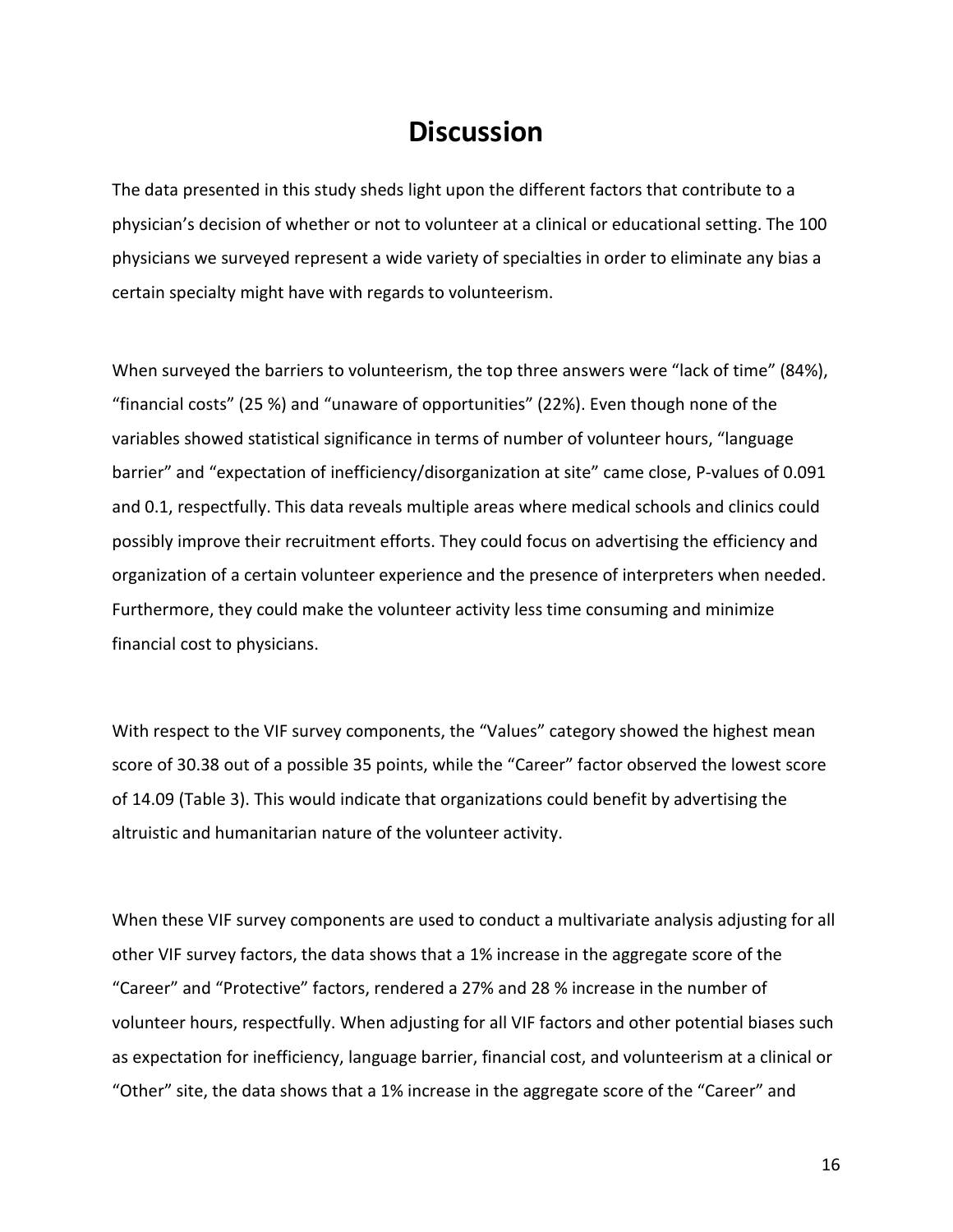# Discussion

The data presented in this study sheds light upon the different factors that contribute to a physician's decision of whether or not to volunteer at a clinical or educational setting. The 100 physicians we surveyed represent a wide variety of specialties in order to eliminate any bias a certain specialty might have with regards to volunteerism.

When surveyed the barriers to volunteerism, the top three answers were "lack of time" (84%), "financial costs" (25 %) and "unaware of opportunities" (22%). Even though none of the variables showed statistical significance in terms of number of volunteer hours, "language barrier" and "expectation of inefficiency/disorganization at site" came close, P-values of 0.091 and 0.1, respectfully. This data reveals multiple areas where medical schools and clinics could possibly improve their recruitment efforts. They could focus on advertising the efficiency and organization of a certain volunteer experience and the presence of interpreters when needed. Furthermore, they could make the volunteer activity less time consuming and minimize financial cost to physicians.

With respect to the VIF survey components, the "Values" category showed the highest mean score of 30.38 out of a possible 35 points, while the "Career" factor observed the lowest score of 14.09 (Table 3). This would indicate that organizations could benefit by advertising the altruistic and humanitarian nature of the volunteer activity.

When these VIF survey components are used to conduct a multivariate analysis adjusting for all other VIF survey factors, the data shows that a 1% increase in the aggregate score of the "Career" and "Protective" factors, rendered a 27% and 28 % increase in the number of volunteer hours, respectfully. When adjusting for all VIF factors and other potential biases such as expectation for inefficiency, language barrier, financial cost, and volunteerism at a clinical or "Other" site, the data shows that a 1% increase in the aggregate score of the "Career" and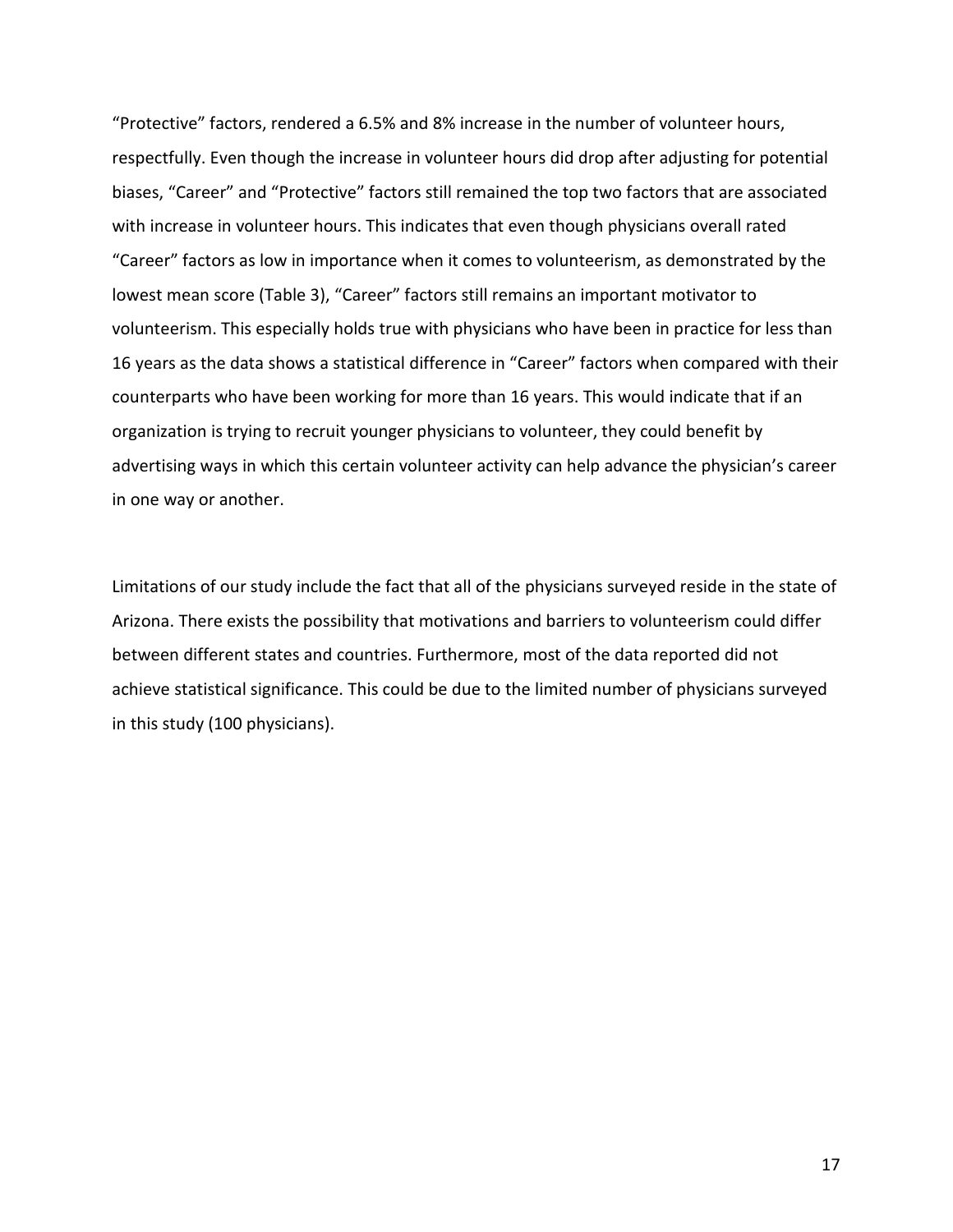"Protective" factors, rendered a 6.5% and 8% increase in the number of volunteer hours, respectfully. Even though the increase in volunteer hours did drop after adjusting for potential biases, "Career" and "Protective" factors still remained the top two factors that are associated with increase in volunteer hours. This indicates that even though physicians overall rated "Career" factors as low in importance when it comes to volunteerism, as demonstrated by the lowest mean score (Table 3), "Career" factors still remains an important motivator to volunteerism. This especially holds true with physicians who have been in practice for less than 16 years as the data shows a statistical difference in "Career" factors when compared with their counterparts who have been working for more than 16 years. This would indicate that if an organization is trying to recruit younger physicians to volunteer, they could benefit by advertising ways in which this certain volunteer activity can help advance the physician's career in one way or another.

Limitations of our study include the fact that all of the physicians surveyed reside in the state of Arizona. There exists the possibility that motivations and barriers to volunteerism could differ between different states and countries. Furthermore, most of the data reported did not achieve statistical significance. This could be due to the limited number of physicians surveyed in this study (100 physicians).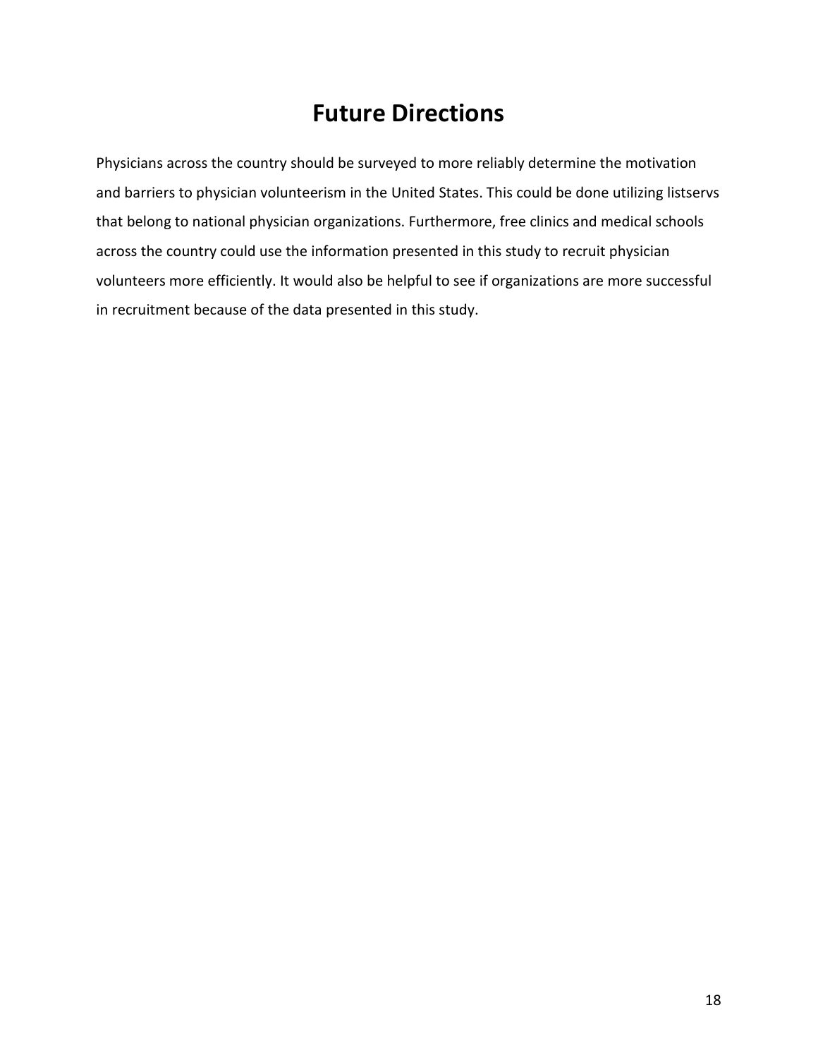# Future Directions

Physicians across the country should be surveyed to more reliably determine the motivation and barriers to physician volunteerism in the United States. This could be done utilizing listservs that belong to national physician organizations. Furthermore, free clinics and medical schools across the country could use the information presented in this study to recruit physician volunteers more efficiently. It would also be helpful to see if organizations are more successful in recruitment because of the data presented in this study.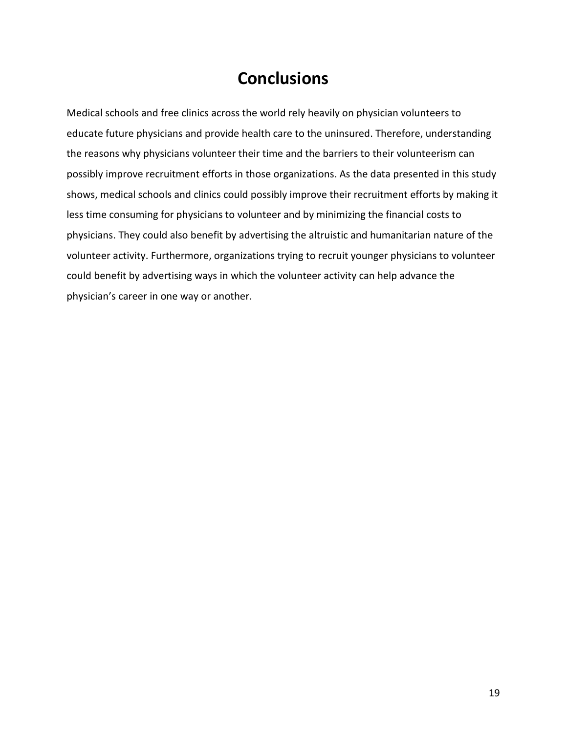# Conclusions

Medical schools and free clinics across the world rely heavily on physician volunteers to educate future physicians and provide health care to the uninsured. Therefore, understanding the reasons why physicians volunteer their time and the barriers to their volunteerism can possibly improve recruitment efforts in those organizations. As the data presented in this study shows, medical schools and clinics could possibly improve their recruitment efforts by making it less time consuming for physicians to volunteer and by minimizing the financial costs to physicians. They could also benefit by advertising the altruistic and humanitarian nature of the volunteer activity. Furthermore, organizations trying to recruit younger physicians to volunteer could benefit by advertising ways in which the volunteer activity can help advance the physician's career in one way or another.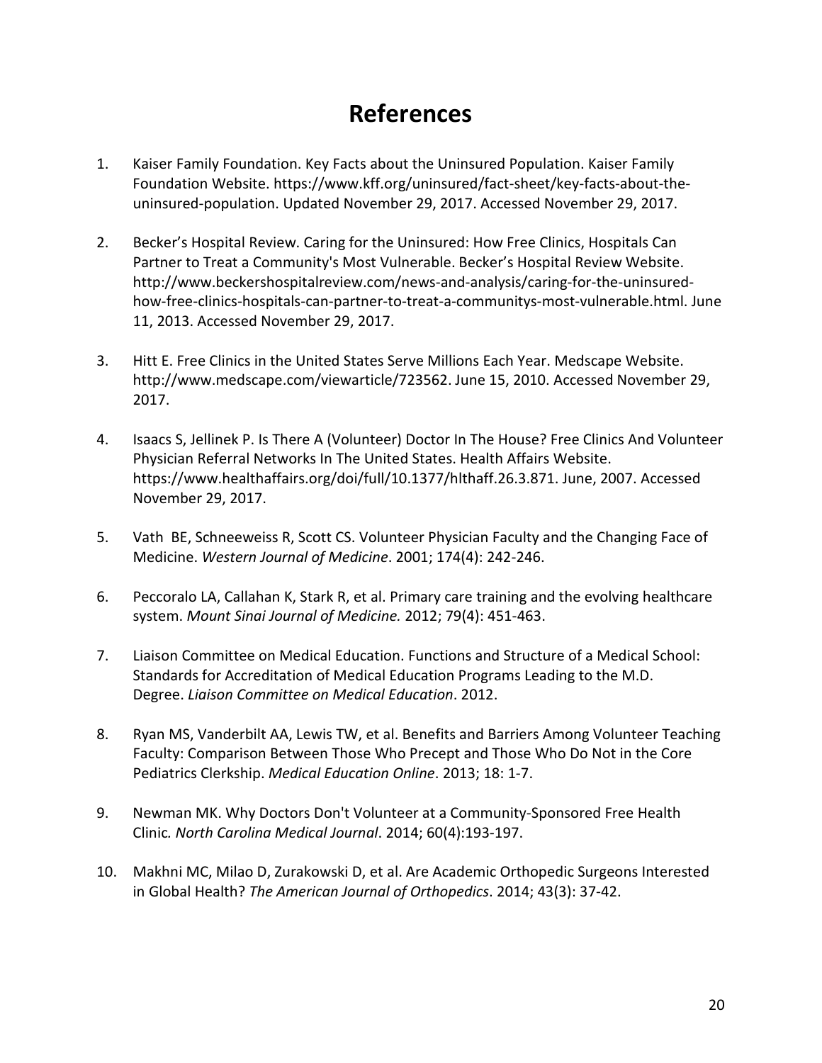# References

1. Kaiser Family Foundation. Key Facts about the Uninsured Population. Kaiser Family Foundation Website. https://www.kff.org/uninsured/fact-sheet/key-facts-about-the-uninsured-population. Updated November 29, 2017. Accessed November 29, 2017.

2. Becker's Hospital Review. Caring for the Uninsured: How Free Clinics, Hospitals Can Partner to Treat a Community's Most Vulnerable. Becker's Hospital Review Website. http://www.beckershospitalreview.com/news-and-analysis/caring-for-the-uninsured-how-free-clinics-hospitals-can-partner-to-treat-a-communitys-most-vulnerable.html. June 11, 2013. Accessed November 29, 2017.

3. Hitt E. Free Clinics in the United States Serve Millions Each Year. Medscape Website. http://www.medscape.com/viewarticle/723562. June 15, 2010. Accessed November 29, 2017.

4. Isaacs S, Jellinek P. Is There A (Volunteer) Doctor In The House? Free Clinics And Volunteer Physician Referral Networks In The United States. Health Affairs Website. https://www.healthaffairs.org/doi/full/10.1377/hlthaff.26.3.871. June, 2007. Accessed November 29, 2017.

5. Vath BE, Schneeweiss R, Scott CS. Volunteer Physician Faculty and the Changing Face of Medicine. *Western Journal of Medicine*. 2001; 174(4): 242-246.

6. Peccoralo LA, Callahan K, Stark R, et al. Primary care training and the evolving healthcare system. *Mount Sinai Journal of Medicine.* 2012; 79(4): 451-463.

7. Liaison Committee on Medical Education. Functions and Structure of a Medical School: Standards for Accreditation of Medical Education Programs Leading to the M.D. Degree. *Liaison Committee on Medical Education*. 2012.

8. Ryan MS, Vanderbilt AA, Lewis TW, et al. Benefits and Barriers Among Volunteer Teaching Faculty: Comparison Between Those Who Precept and Those Who Do Not in the Core Pediatrics Clerkship. *Medical Education Online*. 2013; 18: 1-7.

9. Newman MK. Why Doctors Don't Volunteer at a Community-Sponsored Free Health Clinic*. North Carolina Medical Journal*. 2014; 60(4):193-197.

10. Makhni MC, Milao D, Zurakowski D, et al. Are Academic Orthopedic Surgeons Interested in Global Health? *The American Journal of Orthopedics*. 2014; 43(3): 37-42.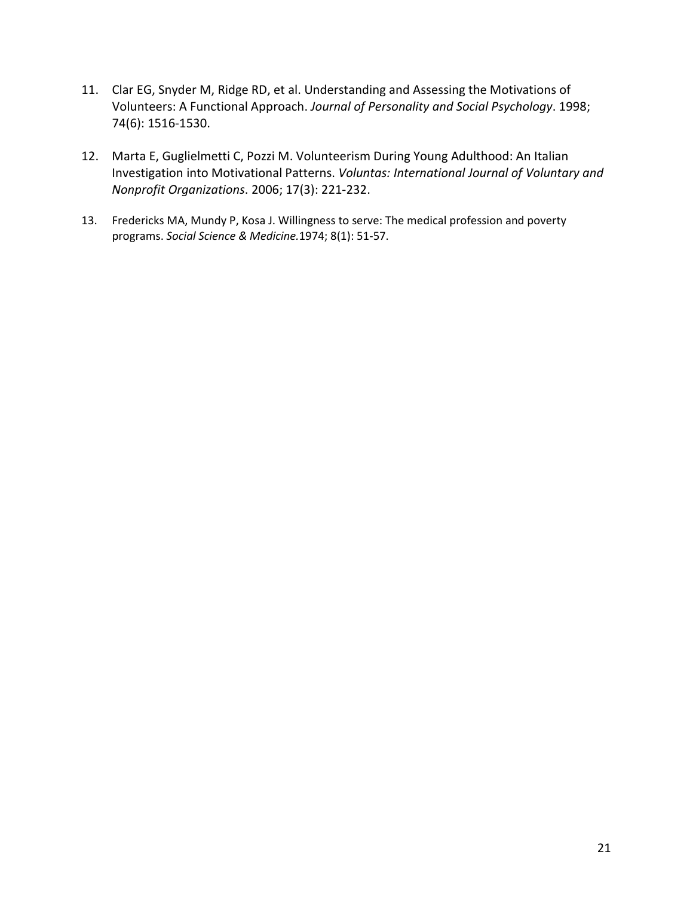11. Clar EG, Snyder M, Ridge RD, et al. Understanding and Assessing the Motivations of Volunteers: A Functional Approach. *Journal of Personality and Social Psychology*. 1998; 74(6): 1516-1530.

12. Marta E, Guglielmetti C, Pozzi M. Volunteerism During Young Adulthood: An Italian Investigation into Motivational Patterns. *Voluntas: International Journal of Voluntary and Nonprofit Organizations*. 2006; 17(3): 221-232.

13. Fredericks MA, Mundy P, Kosa J. Willingness to serve: The medical profession and poverty programs. *Social Science & Medicine.*1974; 8(1): 51-57.